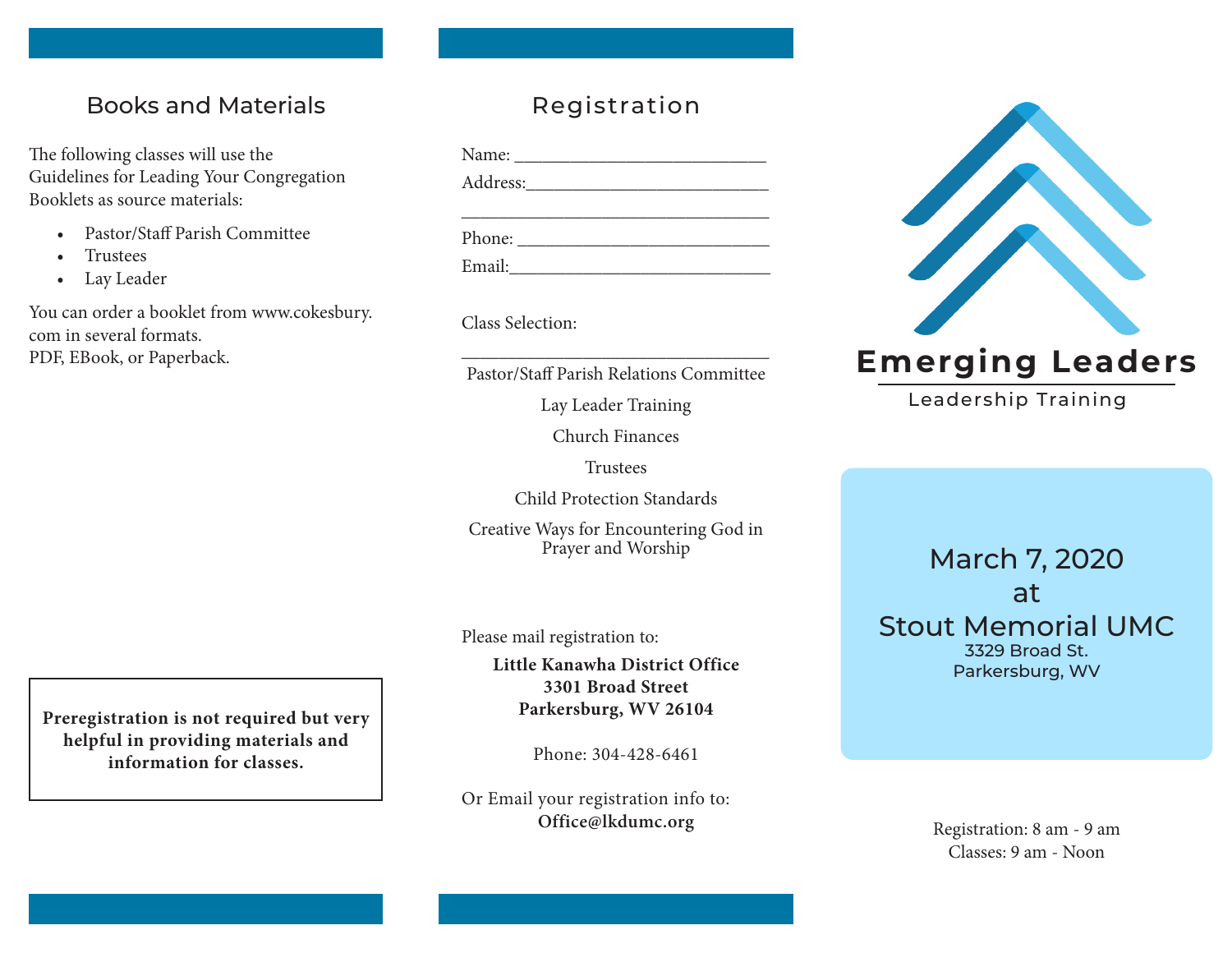## Books and Materials

The following classes will use the Guidelines for Leading Your Congregation Booklets as source materials:

- Pastor/Staff Parish Committee
- Trustees
- Lay Leader

You can order a booklet from www.cokesbury.com in several formats.
PDF, EBook, or Paperback.

**Preregistration is not required but very helpful in providing materials and information for classes.**

## Registration

Name: ___________________________

Address:__________________________

_________________________________

Phone: ___________________________

Email:____________________________

Class Selection:

_________________________________

Pastor/Staff Parish Relations Committee

Lay Leader Training

Church Finances

Trustees

Child Protection Standards

Creative Ways for Encountering God in Prayer and Worship

Please mail registration to:

**Little Kanawha District Office**
**3301 Broad Street**
**Parkersburg, WV 26104**

Phone: 304-428-6461

Or Email your registration info to:
**Office@lkdumc.org**

# Emerging Leaders

Leadership Training

March 7, 2020
at
Stout Memorial UMC
3329 Broad St.
Parkersburg, WV

Registration: 8 am - 9 am
Classes: 9 am - Noon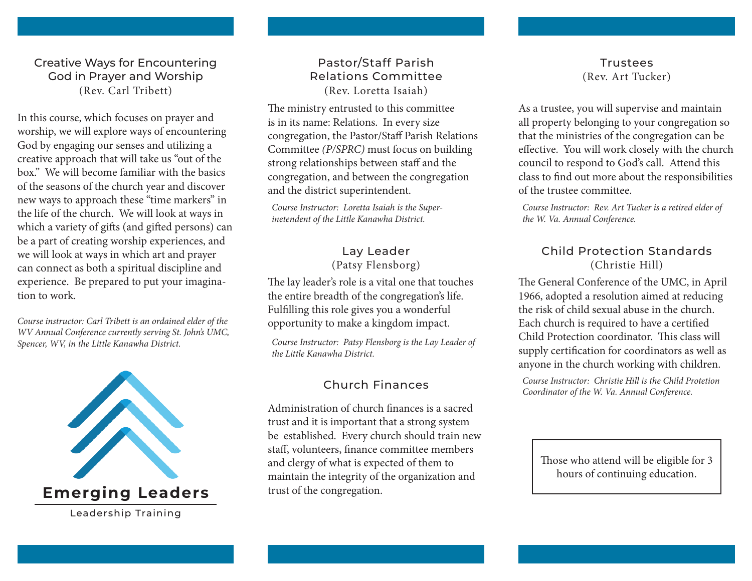## Creative Ways for Encountering God in Prayer and Worship

(Rev. Carl Tribett)

In this course, which focuses on prayer and worship, we will explore ways of encountering God by engaging our senses and utilizing a creative approach that will take us "out of the box." We will become familiar with the basics of the seasons of the church year and discover new ways to approach these "time markers" in the life of the church. We will look at ways in which a variety of gifts (and gifted persons) can be a part of creating worship experiences, and we will look at ways in which art and prayer can connect as both a spiritual discipline and experience. Be prepared to put your imagination to work.

*Course instructor: Carl Tribett is an ordained elder of the WV Annual Conference currently serving St. John's UMC, Spencer, WV, in the Little Kanawha District.*

**Emerging Leaders**

Leadership Training

## Pastor/Staff Parish Relations Committee

(Rev. Loretta Isaiah)

The ministry entrusted to this committee is in its name: Relations. In every size congregation, the Pastor/Staff Parish Relations Committee *(P/SPRC)* must focus on building strong relationships between staff and the congregation, and between the congregation and the district superintendent.

*Course Instructor: Loretta Isaiah is the Superinetendent of the Little Kanawha District.*

## Lay Leader

(Patsy Flensborg)

The lay leader's role is a vital one that touches the entire breadth of the congregation's life. Fulfilling this role gives you a wonderful opportunity to make a kingdom impact.

*Course Instructor: Patsy Flensborg is the Lay Leader of the Little Kanawha District.*

## Church Finances

Administration of church finances is a sacred trust and it is important that a strong system be established. Every church should train new staff, volunteers, finance committee members and clergy of what is expected of them to maintain the integrity of the organization and trust of the congregation.

## Trustees

(Rev. Art Tucker)

As a trustee, you will supervise and maintain all property belonging to your congregation so that the ministries of the congregation can be effective. You will work closely with the church council to respond to God's call. Attend this class to find out more about the responsibilities of the trustee committee.

*Course Instructor: Rev. Art Tucker is a retired elder of the W. Va. Annual Conference.*

## Child Protection Standards

(Christie Hill)

The General Conference of the UMC, in April 1966, adopted a resolution aimed at reducing the risk of child sexual abuse in the church. Each church is required to have a certified Child Protection coordinator. This class will supply certification for coordinators as well as anyone in the church working with children.

*Course Instructor: Christie Hill is the Child Protetion Coordinator of the W. Va. Annual Conference.*

Those who attend will be eligible for 3 hours of continuing education.